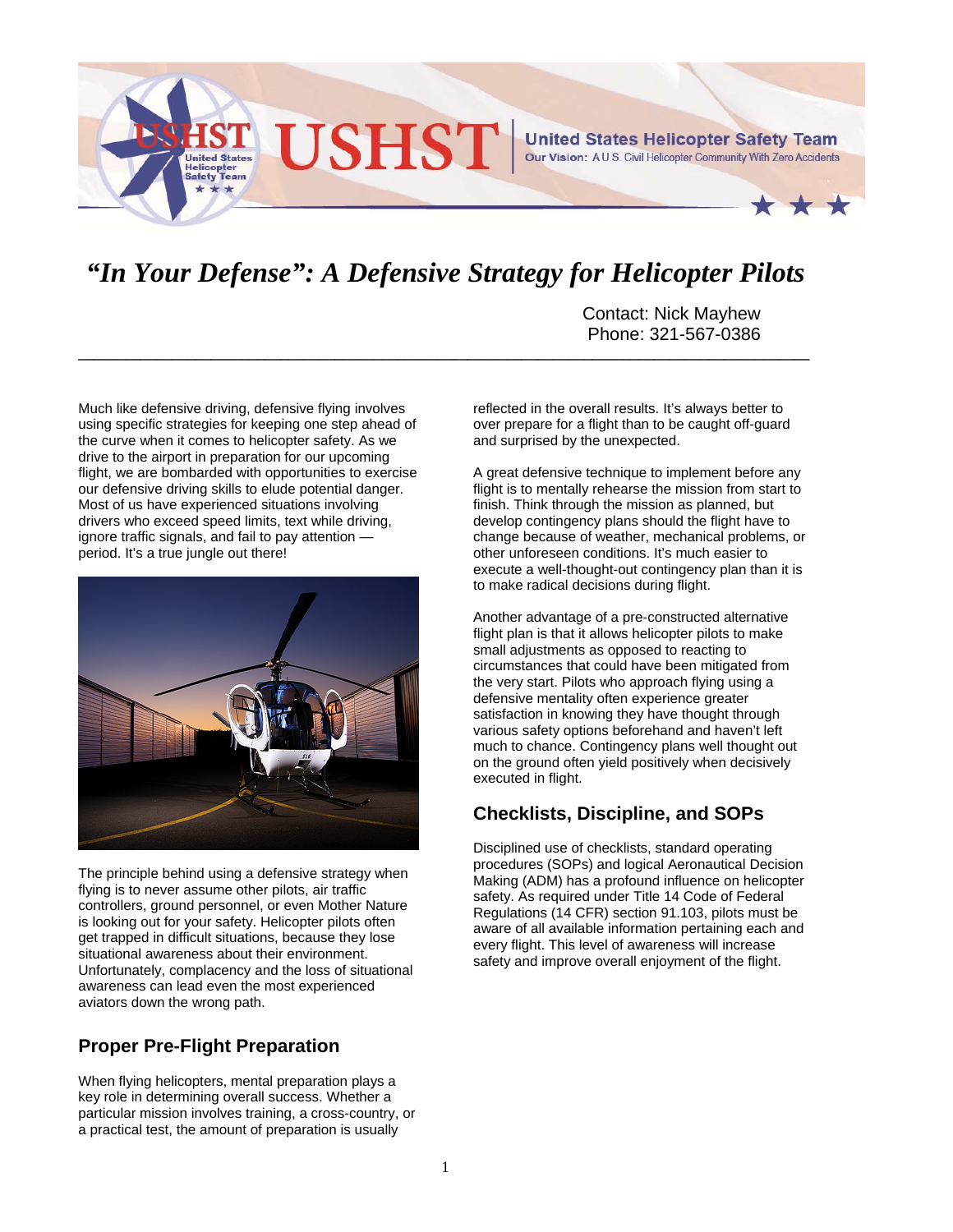# "In Your Defense": A Defensive Strategy for Helicopter Pilots

Contact: Nick Mayhew
Phone: 321-567-0386

---

Much like defensive driving, defensive flying involves using specific strategies for keeping one step ahead of the curve when it comes to helicopter safety. As we drive to the airport in preparation for our upcoming flight, we are bombarded with opportunities to exercise our defensive driving skills to elude potential danger. Most of us have experienced situations involving drivers who exceed speed limits, text while driving, ignore traffic signals, and fail to pay attention — period. It's a true jungle out there!

The principle behind using a defensive strategy when flying is to never assume other pilots, air traffic controllers, ground personnel, or even Mother Nature is looking out for your safety. Helicopter pilots often get trapped in difficult situations, because they lose situational awareness about their environment. Unfortunately, complacency and the loss of situational awareness can lead even the most experienced aviators down the wrong path.

## Proper Pre-Flight Preparation

When flying helicopters, mental preparation plays a key role in determining overall success. Whether a particular mission involves training, a cross-country, or a practical test, the amount of preparation is usually reflected in the overall results. It's always better to over prepare for a flight than to be caught off-guard and surprised by the unexpected.

A great defensive technique to implement before any flight is to mentally rehearse the mission from start to finish. Think through the mission as planned, but develop contingency plans should the flight have to change because of weather, mechanical problems, or other unforeseen conditions. It's much easier to execute a well-thought-out contingency plan than it is to make radical decisions during flight.

Another advantage of a pre-constructed alternative flight plan is that it allows helicopter pilots to make small adjustments as opposed to reacting to circumstances that could have been mitigated from the very start. Pilots who approach flying using a defensive mentality often experience greater satisfaction in knowing they have thought through various safety options beforehand and haven't left much to chance. Contingency plans well thought out on the ground often yield positively when decisively executed in flight.

## Checklists, Discipline, and SOPs

Disciplined use of checklists, standard operating procedures (SOPs) and logical Aeronautical Decision Making (ADM) has a profound influence on helicopter safety. As required under Title 14 Code of Federal Regulations (14 CFR) section 91.103, pilots must be aware of all available information pertaining each and every flight. This level of awareness will increase safety and improve overall enjoyment of the flight.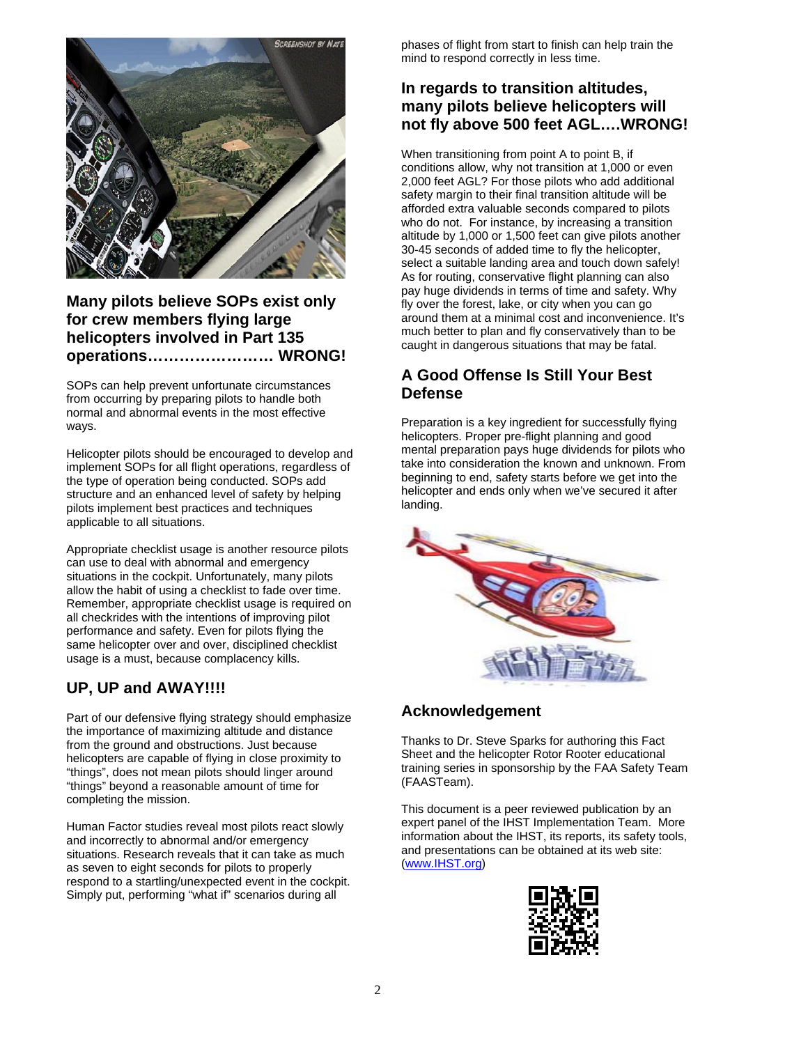## Many pilots believe SOPs exist only for crew members flying large helicopters involved in Part 135 operations…………………… WRONG!

SOPs can help prevent unfortunate circumstances from occurring by preparing pilots to handle both normal and abnormal events in the most effective ways.

Helicopter pilots should be encouraged to develop and implement SOPs for all flight operations, regardless of the type of operation being conducted. SOPs add structure and an enhanced level of safety by helping pilots implement best practices and techniques applicable to all situations.

Appropriate checklist usage is another resource pilots can use to deal with abnormal and emergency situations in the cockpit. Unfortunately, many pilots allow the habit of using a checklist to fade over time. Remember, appropriate checklist usage is required on all checkrides with the intentions of improving pilot performance and safety. Even for pilots flying the same helicopter over and over, disciplined checklist usage is a must, because complacency kills.

## UP, UP and AWAY!!!!

Part of our defensive flying strategy should emphasize the importance of maximizing altitude and distance from the ground and obstructions. Just because helicopters are capable of flying in close proximity to "things", does not mean pilots should linger around "things" beyond a reasonable amount of time for completing the mission.

Human Factor studies reveal most pilots react slowly and incorrectly to abnormal and/or emergency situations. Research reveals that it can take as much as seven to eight seconds for pilots to properly respond to a startling/unexpected event in the cockpit. Simply put, performing "what if" scenarios during all phases of flight from start to finish can help train the mind to respond correctly in less time.

## In regards to transition altitudes, many pilots believe helicopters will not fly above 500 feet AGL….WRONG!

When transitioning from point A to point B, if conditions allow, why not transition at 1,000 or even 2,000 feet AGL? For those pilots who add additional safety margin to their final transition altitude will be afforded extra valuable seconds compared to pilots who do not. For instance, by increasing a transition altitude by 1,000 or 1,500 feet can give pilots another 30-45 seconds of added time to fly the helicopter, select a suitable landing area and touch down safely! As for routing, conservative flight planning can also pay huge dividends in terms of time and safety. Why fly over the forest, lake, or city when you can go around them at a minimal cost and inconvenience. It's much better to plan and fly conservatively than to be caught in dangerous situations that may be fatal.

## A Good Offense Is Still Your Best Defense

Preparation is a key ingredient for successfully flying helicopters. Proper pre-flight planning and good mental preparation pays huge dividends for pilots who take into consideration the known and unknown. From beginning to end, safety starts before we get into the helicopter and ends only when we've secured it after landing.

## Acknowledgement

Thanks to Dr. Steve Sparks for authoring this Fact Sheet and the helicopter Rotor Rooter educational training series in sponsorship by the FAA Safety Team (FAASTeam).

This document is a peer reviewed publication by an expert panel of the IHST Implementation Team. More information about the IHST, its reports, its safety tools, and presentations can be obtained at its web site: (www.IHST.org)